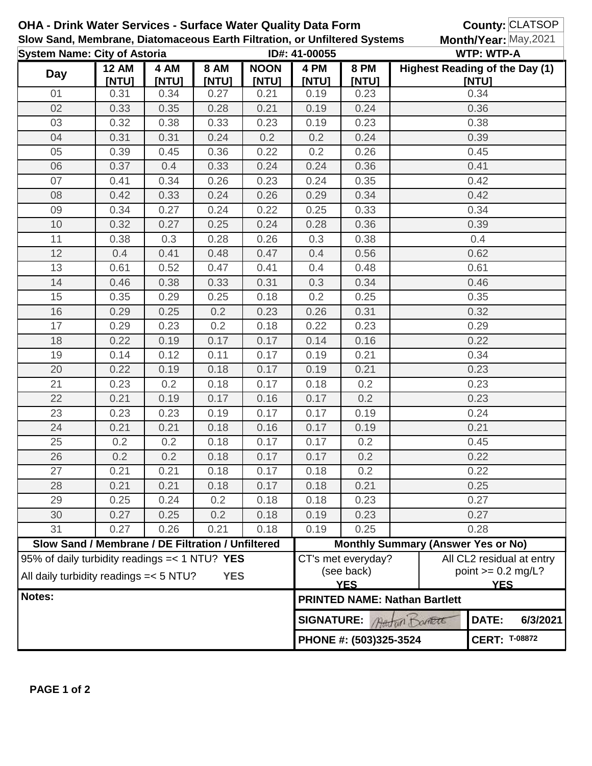**OHA - Drink Water Services - Surface Water Quality Data Form**

**Slow Sand, Membrane, Diatomaceous Earth Filtration, or Unfiltered Systems**

**County:** CLATSOP

**Month/Year:** May,2021

**System Name: City of Astoria** **ID#: 41-00055** **WTP: WTP-A**

| Day | 12 AM [NTU] | 4 AM [NTU] | 8 AM [NTU] | NOON [NTU] | 4 PM [NTU] | 8 PM [NTU] | Highest Reading of the Day (1) [NTU] |
|---|---|---|---|---|---|---|---|
| 01 | 0.31 | 0.34 | 0.27 | 0.21 | 0.19 | 0.23 | 0.34 |
| 02 | 0.33 | 0.35 | 0.28 | 0.21 | 0.19 | 0.24 | 0.36 |
| 03 | 0.32 | 0.38 | 0.33 | 0.23 | 0.19 | 0.23 | 0.38 |
| 04 | 0.31 | 0.31 | 0.24 | 0.2 | 0.2 | 0.24 | 0.39 |
| 05 | 0.39 | 0.45 | 0.36 | 0.22 | 0.2 | 0.26 | 0.45 |
| 06 | 0.37 | 0.4 | 0.33 | 0.24 | 0.24 | 0.36 | 0.41 |
| 07 | 0.41 | 0.34 | 0.26 | 0.23 | 0.24 | 0.35 | 0.42 |
| 08 | 0.42 | 0.33 | 0.24 | 0.26 | 0.29 | 0.34 | 0.42 |
| 09 | 0.34 | 0.27 | 0.24 | 0.22 | 0.25 | 0.33 | 0.34 |
| 10 | 0.32 | 0.27 | 0.25 | 0.24 | 0.28 | 0.36 | 0.39 |
| 11 | 0.38 | 0.3 | 0.28 | 0.26 | 0.3 | 0.38 | 0.4 |
| 12 | 0.4 | 0.41 | 0.48 | 0.47 | 0.4 | 0.56 | 0.62 |
| 13 | 0.61 | 0.52 | 0.47 | 0.41 | 0.4 | 0.48 | 0.61 |
| 14 | 0.46 | 0.38 | 0.33 | 0.31 | 0.3 | 0.34 | 0.46 |
| 15 | 0.35 | 0.29 | 0.25 | 0.18 | 0.2 | 0.25 | 0.35 |
| 16 | 0.29 | 0.25 | 0.2 | 0.23 | 0.26 | 0.31 | 0.32 |
| 17 | 0.29 | 0.23 | 0.2 | 0.18 | 0.22 | 0.23 | 0.29 |
| 18 | 0.22 | 0.19 | 0.17 | 0.17 | 0.14 | 0.16 | 0.22 |
| 19 | 0.14 | 0.12 | 0.11 | 0.17 | 0.19 | 0.21 | 0.34 |
| 20 | 0.22 | 0.19 | 0.18 | 0.17 | 0.19 | 0.21 | 0.23 |
| 21 | 0.23 | 0.2 | 0.18 | 0.17 | 0.18 | 0.2 | 0.23 |
| 22 | 0.21 | 0.19 | 0.17 | 0.16 | 0.17 | 0.2 | 0.23 |
| 23 | 0.23 | 0.23 | 0.19 | 0.17 | 0.17 | 0.19 | 0.24 |
| 24 | 0.21 | 0.21 | 0.18 | 0.16 | 0.17 | 0.19 | 0.21 |
| 25 | 0.2 | 0.2 | 0.18 | 0.17 | 0.17 | 0.2 | 0.45 |
| 26 | 0.2 | 0.2 | 0.18 | 0.17 | 0.17 | 0.2 | 0.22 |
| 27 | 0.21 | 0.21 | 0.18 | 0.17 | 0.18 | 0.2 | 0.22 |
| 28 | 0.21 | 0.21 | 0.18 | 0.17 | 0.18 | 0.21 | 0.25 |
| 29 | 0.25 | 0.24 | 0.2 | 0.18 | 0.18 | 0.23 | 0.27 |
| 30 | 0.27 | 0.25 | 0.2 | 0.18 | 0.19 | 0.23 | 0.27 |
| 31 | 0.27 | 0.26 | 0.21 | 0.18 | 0.19 | 0.25 | 0.28 |

| Slow Sand / Membrane / DE Filtration / Unfiltered | Monthly Summary (Answer Yes or No) | |
|---|---|---|
| 95% of daily turbidity readings =< 1 NTU? **YES** | CT's met everyday? (see back) **YES** | All CL2 residual at entry point >= 0.2 mg/L? **YES** |
| All daily turbidity readings =< 5 NTU? **YES** | | |

**Notes:**

**PRINTED NAME: Nathan Bartlett**

**SIGNATURE:** Nathan Bartlett **DATE: 6/3/2021**

**PHONE #: (503)325-3524** **CERT: T-08872**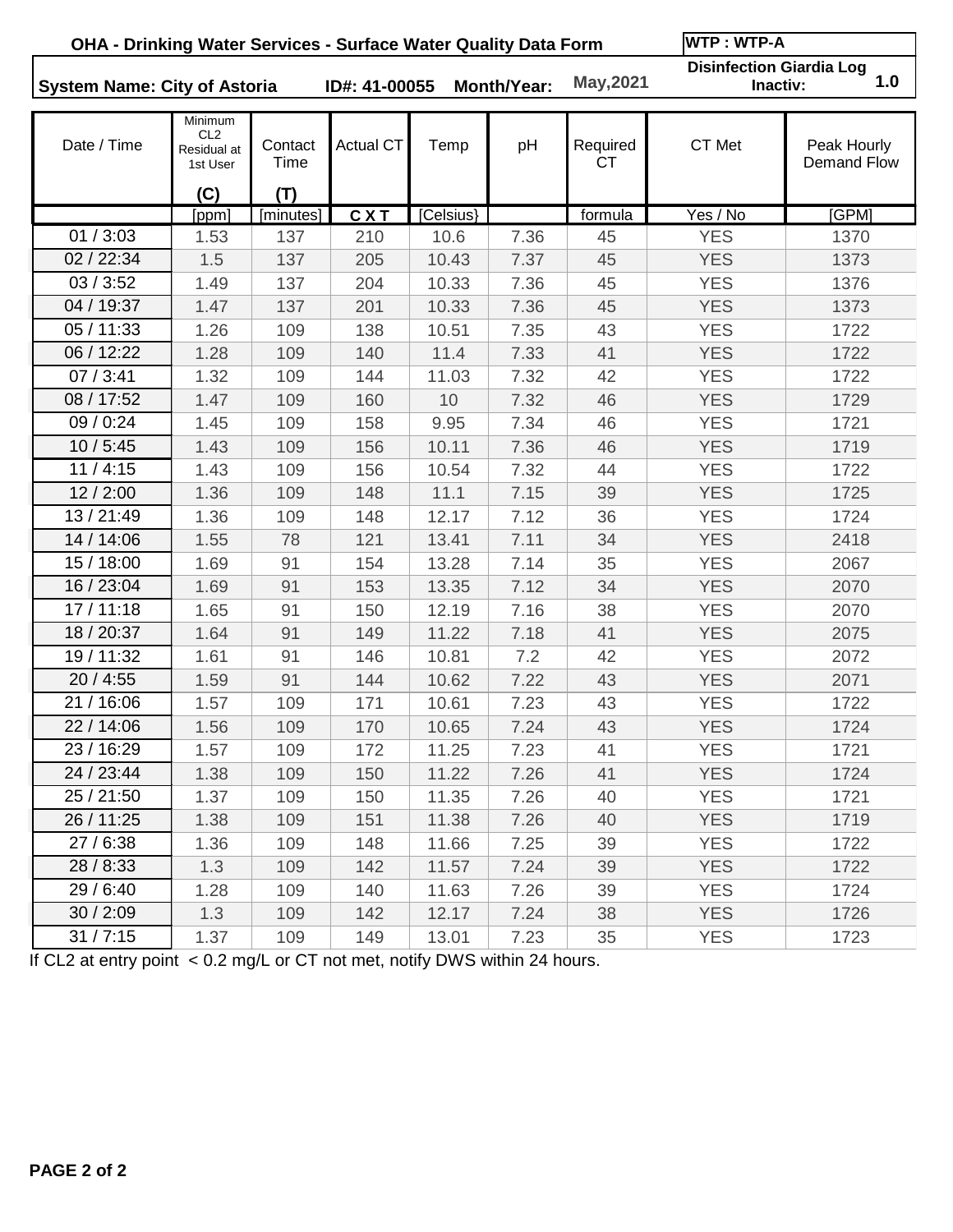**OHA - Drinking Water Services - Surface Water Quality Data Form**

**WTP : WTP-A**

**System Name: City of Astoria** **ID#: 41-00055** **Month/Year:** **May,2021**

**Disinfection Giardia Log Inactiv:** **1.0**

| Date / Time | Minimum $CL_2$ Residual at 1st User (C) | Contact Time (T) | Actual CT | Temp | pH | Required CT | CT Met | Peak Hourly Demand Flow |
|---|---|---|---|---|---|---|---|---|
| | [ppm] | [minutes] | C X T | [Celsius} | | formula | Yes / No | [GPM] |
| 01 / 3:03 | 1.53 | 137 | 210 | 10.6 | 7.36 | 45 | YES | 1370 |
| 02 / 22:34 | 1.5 | 137 | 205 | 10.43 | 7.37 | 45 | YES | 1373 |
| 03 / 3:52 | 1.49 | 137 | 204 | 10.33 | 7.36 | 45 | YES | 1376 |
| 04 / 19:37 | 1.47 | 137 | 201 | 10.33 | 7.36 | 45 | YES | 1373 |
| 05 / 11:33 | 1.26 | 109 | 138 | 10.51 | 7.35 | 43 | YES | 1722 |
| 06 / 12:22 | 1.28 | 109 | 140 | 11.4 | 7.33 | 41 | YES | 1722 |
| 07 / 3:41 | 1.32 | 109 | 144 | 11.03 | 7.32 | 42 | YES | 1722 |
| 08 / 17:52 | 1.47 | 109 | 160 | 10 | 7.32 | 46 | YES | 1729 |
| 09 / 0:24 | 1.45 | 109 | 158 | 9.95 | 7.34 | 46 | YES | 1721 |
| 10 / 5:45 | 1.43 | 109 | 156 | 10.11 | 7.36 | 46 | YES | 1719 |
| 11 / 4:15 | 1.43 | 109 | 156 | 10.54 | 7.32 | 44 | YES | 1722 |
| 12 / 2:00 | 1.36 | 109 | 148 | 11.1 | 7.15 | 39 | YES | 1725 |
| 13 / 21:49 | 1.36 | 109 | 148 | 12.17 | 7.12 | 36 | YES | 1724 |
| 14 / 14:06 | 1.55 | 78 | 121 | 13.41 | 7.11 | 34 | YES | 2418 |
| 15 / 18:00 | 1.69 | 91 | 154 | 13.28 | 7.14 | 35 | YES | 2067 |
| 16 / 23:04 | 1.69 | 91 | 153 | 13.35 | 7.12 | 34 | YES | 2070 |
| 17 / 11:18 | 1.65 | 91 | 150 | 12.19 | 7.16 | 38 | YES | 2070 |
| 18 / 20:37 | 1.64 | 91 | 149 | 11.22 | 7.18 | 41 | YES | 2075 |
| 19 / 11:32 | 1.61 | 91 | 146 | 10.81 | 7.2 | 42 | YES | 2072 |
| 20 / 4:55 | 1.59 | 91 | 144 | 10.62 | 7.22 | 43 | YES | 2071 |
| 21 / 16:06 | 1.57 | 109 | 171 | 10.61 | 7.23 | 43 | YES | 1722 |
| 22 / 14:06 | 1.56 | 109 | 170 | 10.65 | 7.24 | 43 | YES | 1724 |
| 23 / 16:29 | 1.57 | 109 | 172 | 11.25 | 7.23 | 41 | YES | 1721 |
| 24 / 23:44 | 1.38 | 109 | 150 | 11.22 | 7.26 | 41 | YES | 1724 |
| 25 / 21:50 | 1.37 | 109 | 150 | 11.35 | 7.26 | 40 | YES | 1721 |
| 26 / 11:25 | 1.38 | 109 | 151 | 11.38 | 7.26 | 40 | YES | 1719 |
| 27 / 6:38 | 1.36 | 109 | 148 | 11.66 | 7.25 | 39 | YES | 1722 |
| 28 / 8:33 | 1.3 | 109 | 142 | 11.57 | 7.24 | 39 | YES | 1722 |
| 29 / 6:40 | 1.28 | 109 | 140 | 11.63 | 7.26 | 39 | YES | 1724 |
| 30 / 2:09 | 1.3 | 109 | 142 | 12.17 | 7.24 | 38 | YES | 1726 |
| 31 / 7:15 | 1.37 | 109 | 149 | 13.01 | 7.23 | 35 | YES | 1723 |

If $CL_2$ at entry point < 0.2 mg/L or CT not met, notify DWS within 24 hours.